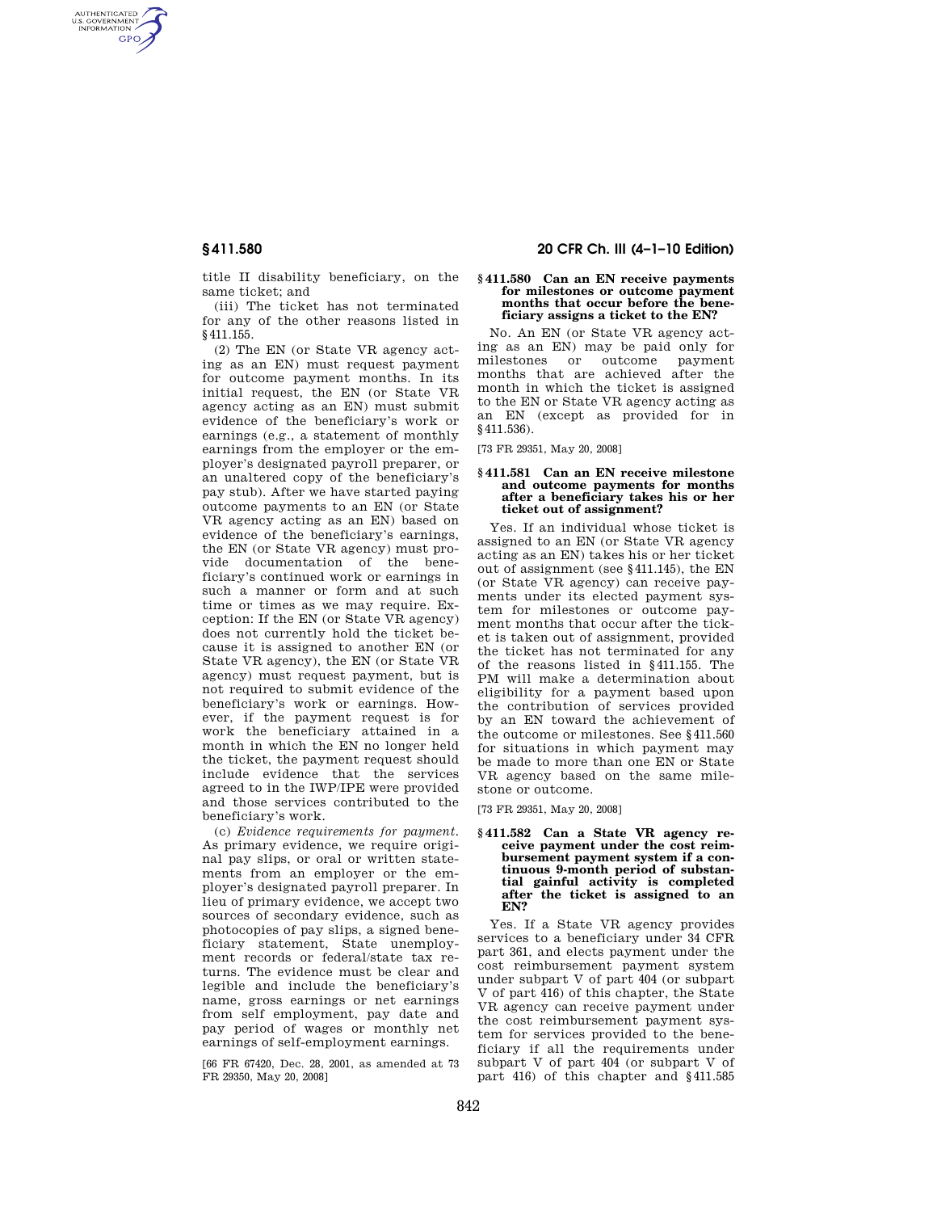title II disability beneficiary, on the same ticket; and

(iii) The ticket has not terminated for any of the other reasons listed in §411.155.

(2) The EN (or State VR agency acting as an EN) must request payment for outcome payment months. In its initial request, the EN (or State VR agency acting as an EN) must submit evidence of the beneficiary's work or earnings (e.g., a statement of monthly earnings from the employer or the employer's designated payroll preparer, or an unaltered copy of the beneficiary's pay stub). After we have started paying outcome payments to an EN (or State VR agency acting as an EN) based on evidence of the beneficiary's earnings, the EN (or State VR agency) must provide documentation of the beneficiary's continued work or earnings in such a manner or form and at such time or times as we may require. Exception: If the EN (or State VR agency) does not currently hold the ticket because it is assigned to another EN (or State VR agency), the EN (or State VR agency) must request payment, but is not required to submit evidence of the beneficiary's work or earnings. However, if the payment request is for work the beneficiary attained in a month in which the EN no longer held the ticket, the payment request should include evidence that the services agreed to in the IWP/IPE were provided and those services contributed to the beneficiary's work.

(c) *Evidence requirements for payment.* As primary evidence, we require original pay slips, or oral or written statements from an employer or the employer's designated payroll preparer. In lieu of primary evidence, we accept two sources of secondary evidence, such as photocopies of pay slips, a signed beneficiary statement, State unemployment records or federal/state tax returns. The evidence must be clear and legible and include the beneficiary's name, gross earnings or net earnings from self employment, pay date and pay period of wages or monthly net earnings of self-employment earnings.

[66 FR 67420, Dec. 28, 2001, as amended at 73 FR 29350, May 20, 2008]

### §411.580 Can an EN receive payments for milestones or outcome payment months that occur before the beneficiary assigns a ticket to the EN?

No. An EN (or State VR agency acting as an EN) may be paid only for milestones or outcome payment months that are achieved after the month in which the ticket is assigned to the EN or State VR agency acting as an EN (except as provided for in §411.536).

[73 FR 29351, May 20, 2008]

### §411.581 Can an EN receive milestone and outcome payments for months after a beneficiary takes his or her ticket out of assignment?

Yes. If an individual whose ticket is assigned to an EN (or State VR agency acting as an EN) takes his or her ticket out of assignment (see §411.145), the EN (or State VR agency) can receive payments under its elected payment system for milestones or outcome payment months that occur after the ticket is taken out of assignment, provided the ticket has not terminated for any of the reasons listed in §411.155. The PM will make a determination about eligibility for a payment based upon the contribution of services provided by an EN toward the achievement of the outcome or milestones. See §411.560 for situations in which payment may be made to more than one EN or State VR agency based on the same milestone or outcome.

[73 FR 29351, May 20, 2008]

### §411.582 Can a State VR agency receive payment under the cost reimbursement payment system if a continuous 9-month period of substantial gainful activity is completed after the ticket is assigned to an EN?

Yes. If a State VR agency provides services to a beneficiary under 34 CFR part 361, and elects payment under the cost reimbursement payment system under subpart V of part 404 (or subpart V of part 416) of this chapter, the State VR agency can receive payment under the cost reimbursement payment system for services provided to the beneficiary if all the requirements under subpart V of part 404 (or subpart V of part 416) of this chapter and §411.585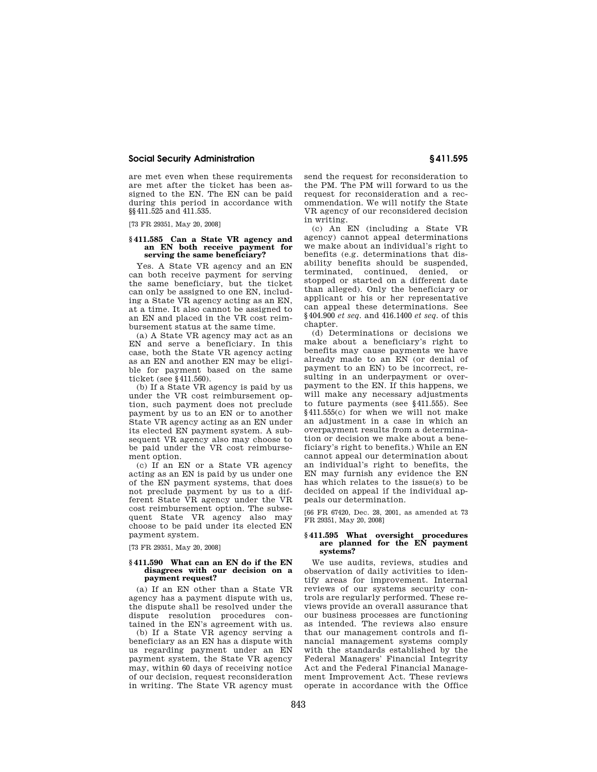are met even when these requirements are met after the ticket has been assigned to the EN. The EN can be paid during this period in accordance with §§ 411.525 and 411.535.

[73 FR 29351, May 20, 2008]

### § 411.585 Can a State VR agency and an EN both receive payment for serving the same beneficiary?

Yes. A State VR agency and an EN can both receive payment for serving the same beneficiary, but the ticket can only be assigned to one EN, including a State VR agency acting as an EN, at a time. It also cannot be assigned to an EN and placed in the VR cost reimbursement status at the same time.

(a) A State VR agency may act as an EN and serve a beneficiary. In this case, both the State VR agency acting as an EN and another EN may be eligible for payment based on the same ticket (see § 411.560).

(b) If a State VR agency is paid by us under the VR cost reimbursement option, such payment does not preclude payment by us to an EN or to another State VR agency acting as an EN under its elected EN payment system. A subsequent VR agency also may choose to be paid under the VR cost reimbursement option.

(c) If an EN or a State VR agency acting as an EN is paid by us under one of the EN payment systems, that does not preclude payment by us to a different State VR agency under the VR cost reimbursement option. The subsequent State VR agency also may choose to be paid under its elected EN payment system.

[73 FR 29351, May 20, 2008]

### § 411.590 What can an EN do if the EN disagrees with our decision on a payment request?

(a) If an EN other than a State VR agency has a payment dispute with us, the dispute shall be resolved under the dispute resolution procedures contained in the EN's agreement with us.

(b) If a State VR agency serving a beneficiary as an EN has a dispute with us regarding payment under an EN payment system, the State VR agency may, within 60 days of receiving notice of our decision, request reconsideration in writing. The State VR agency must send the request for reconsideration to the PM. The PM will forward to us the request for reconsideration and a recommendation. We will notify the State VR agency of our reconsidered decision in writing.

(c) An EN (including a State VR agency) cannot appeal determinations we make about an individual's right to benefits (e.g. determinations that disability benefits should be suspended, terminated, continued, denied, or stopped or started on a different date than alleged). Only the beneficiary or applicant or his or her representative can appeal these determinations. See § 404.900 *et seq.* and 416.1400 *et seq.* of this chapter.

(d) Determinations or decisions we make about a beneficiary's right to benefits may cause payments we have already made to an EN (or denial of payment to an EN) to be incorrect, resulting in an underpayment or overpayment to the EN. If this happens, we will make any necessary adjustments to future payments (see § 411.555). See § 411.555(c) for when we will not make an adjustment in a case in which an overpayment results from a determination or decision we make about a beneficiary's right to benefits.) While an EN cannot appeal our determination about an individual's right to benefits, the EN may furnish any evidence the EN has which relates to the issue(s) to be decided on appeal if the individual appeals our determination.

[66 FR 67420, Dec. 28, 2001, as amended at 73 FR 29351, May 20, 2008]

### § 411.595 What oversight procedures are planned for the EN payment systems?

We use audits, reviews, studies and observation of daily activities to identify areas for improvement. Internal reviews of our systems security controls are regularly performed. These reviews provide an overall assurance that our business processes are functioning as intended. The reviews also ensure that our management controls and financial management systems comply with the standards established by the Federal Managers' Financial Integrity Act and the Federal Financial Management Improvement Act. These reviews operate in accordance with the Office